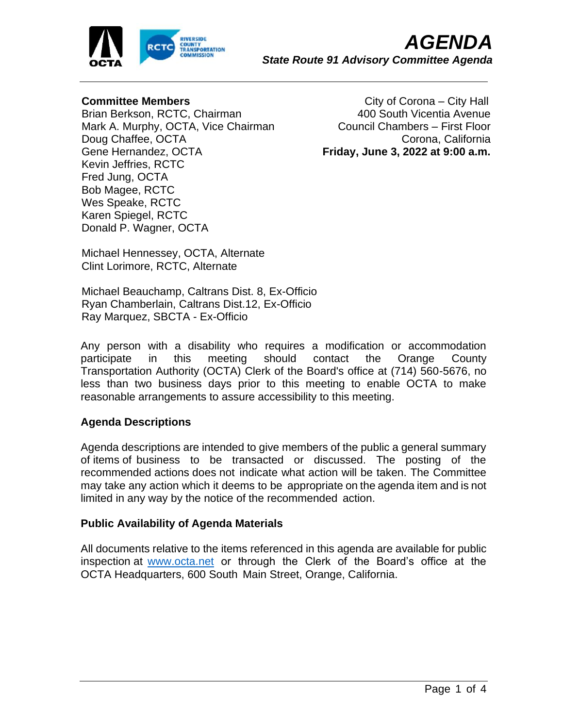# AGENDA

***State Route 91 Advisory Committee Agenda***

**Committee Members**
Brian Berkson, RCTC, Chairman
Mark A. Murphy, OCTA, Vice Chairman
Doug Chaffee, OCTA
Gene Hernandez, OCTA
Kevin Jeffries, RCTC
Fred Jung, OCTA
Bob Magee, RCTC
Wes Speake, RCTC
Karen Spiegel, RCTC
Donald P. Wagner, OCTA

Michael Hennessey, OCTA, Alternate
Clint Lorimore, RCTC, Alternate

Michael Beauchamp, Caltrans Dist. 8, Ex-Officio
Ryan Chamberlain, Caltrans Dist.12, Ex-Officio
Ray Marquez, SBCTA - Ex-Officio

City of Corona – City Hall
400 South Vicentia Avenue
Council Chambers – First Floor
Corona, California
**Friday, June 3, 2022 at 9:00 a.m.**

Any person with a disability who requires a modification or accommodation participate in this meeting should contact the Orange County Transportation Authority (OCTA) Clerk of the Board's office at (714) 560-5676, no less than two business days prior to this meeting to enable OCTA to make reasonable arrangements to assure accessibility to this meeting.

### Agenda Descriptions

Agenda descriptions are intended to give members of the public a general summary of items of business to be transacted or discussed. The posting of the recommended actions does not indicate what action will be taken. The Committee may take any action which it deems to be appropriate on the agenda item and is not limited in any way by the notice of the recommended action.

### Public Availability of Agenda Materials

All documents relative to the items referenced in this agenda are available for public inspection at www.octa.net or through the Clerk of the Board's office at the OCTA Headquarters, 600 South Main Street, Orange, California.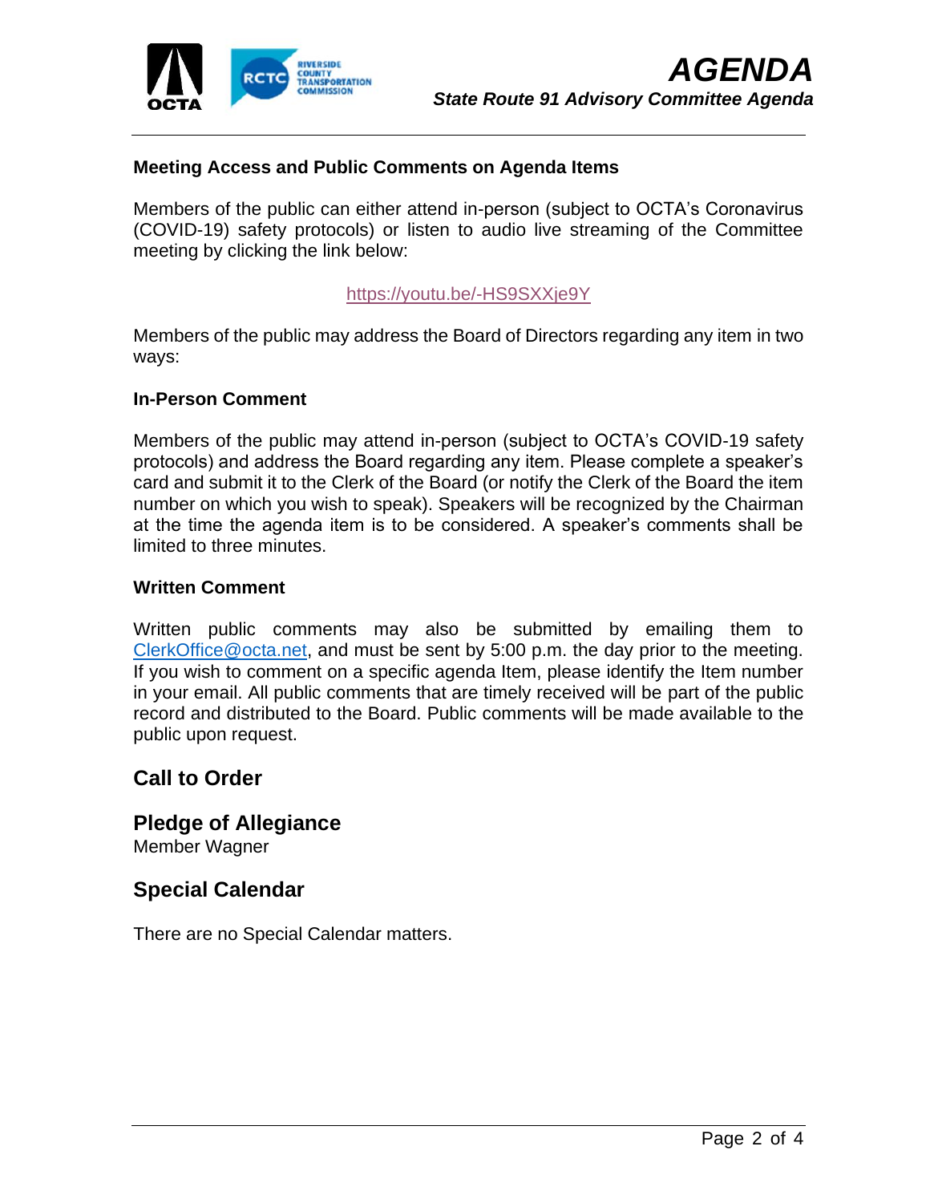### Meeting Access and Public Comments on Agenda Items

Members of the public can either attend in-person (subject to OCTA's Coronavirus (COVID-19) safety protocols) or listen to audio live streaming of the Committee meeting by clicking the link below:

https://youtu.be/-HS9SXXje9Y

Members of the public may address the Board of Directors regarding any item in two ways:

### In-Person Comment

Members of the public may attend in-person (subject to OCTA's COVID-19 safety protocols) and address the Board regarding any item. Please complete a speaker's card and submit it to the Clerk of the Board (or notify the Clerk of the Board the item number on which you wish to speak). Speakers will be recognized by the Chairman at the time the agenda item is to be considered. A speaker's comments shall be limited to three minutes.

### Written Comment

Written public comments may also be submitted by emailing them to ClerkOffice@octa.net, and must be sent by 5:00 p.m. the day prior to the meeting. If you wish to comment on a specific agenda Item, please identify the Item number in your email. All public comments that are timely received will be part of the public record and distributed to the Board. Public comments will be made available to the public upon request.

## Call to Order

## Pledge of Allegiance

Member Wagner

## Special Calendar

There are no Special Calendar matters.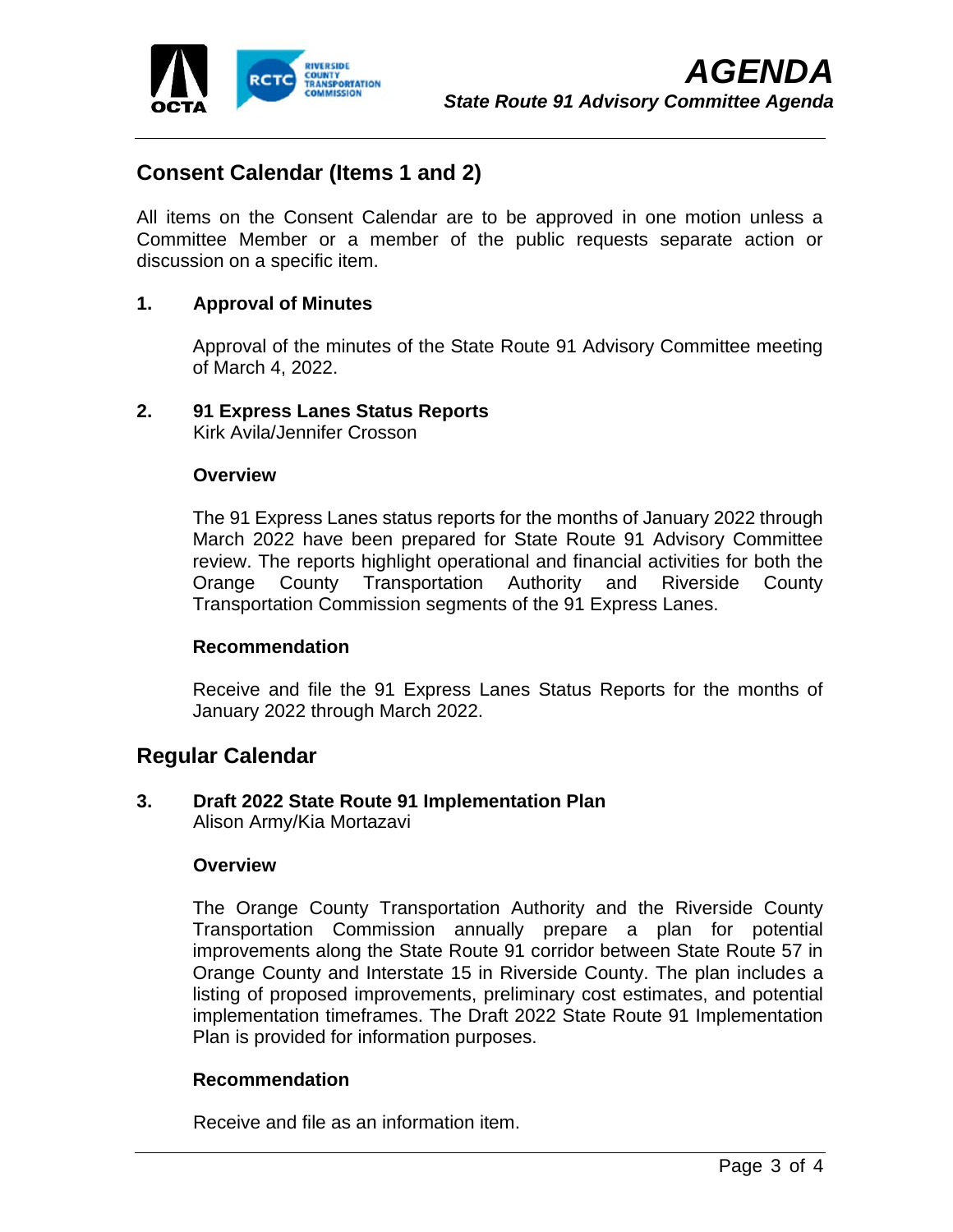## Consent Calendar (Items 1 and 2)

All items on the Consent Calendar are to be approved in one motion unless a Committee Member or a member of the public requests separate action or discussion on a specific item.

### 1. Approval of Minutes

Approval of the minutes of the State Route 91 Advisory Committee meeting of March 4, 2022.

### 2. 91 Express Lanes Status Reports

Kirk Avila/Jennifer Crosson

**Overview**

The 91 Express Lanes status reports for the months of January 2022 through March 2022 have been prepared for State Route 91 Advisory Committee review. The reports highlight operational and financial activities for both the Orange County Transportation Authority and Riverside County Transportation Commission segments of the 91 Express Lanes.

**Recommendation**

Receive and file the 91 Express Lanes Status Reports for the months of January 2022 through March 2022.

## Regular Calendar

### 3. Draft 2022 State Route 91 Implementation Plan

Alison Army/Kia Mortazavi

**Overview**

The Orange County Transportation Authority and the Riverside County Transportation Commission annually prepare a plan for potential improvements along the State Route 91 corridor between State Route 57 in Orange County and Interstate 15 in Riverside County. The plan includes a listing of proposed improvements, preliminary cost estimates, and potential implementation timeframes. The Draft 2022 State Route 91 Implementation Plan is provided for information purposes.

**Recommendation**

Receive and file as an information item.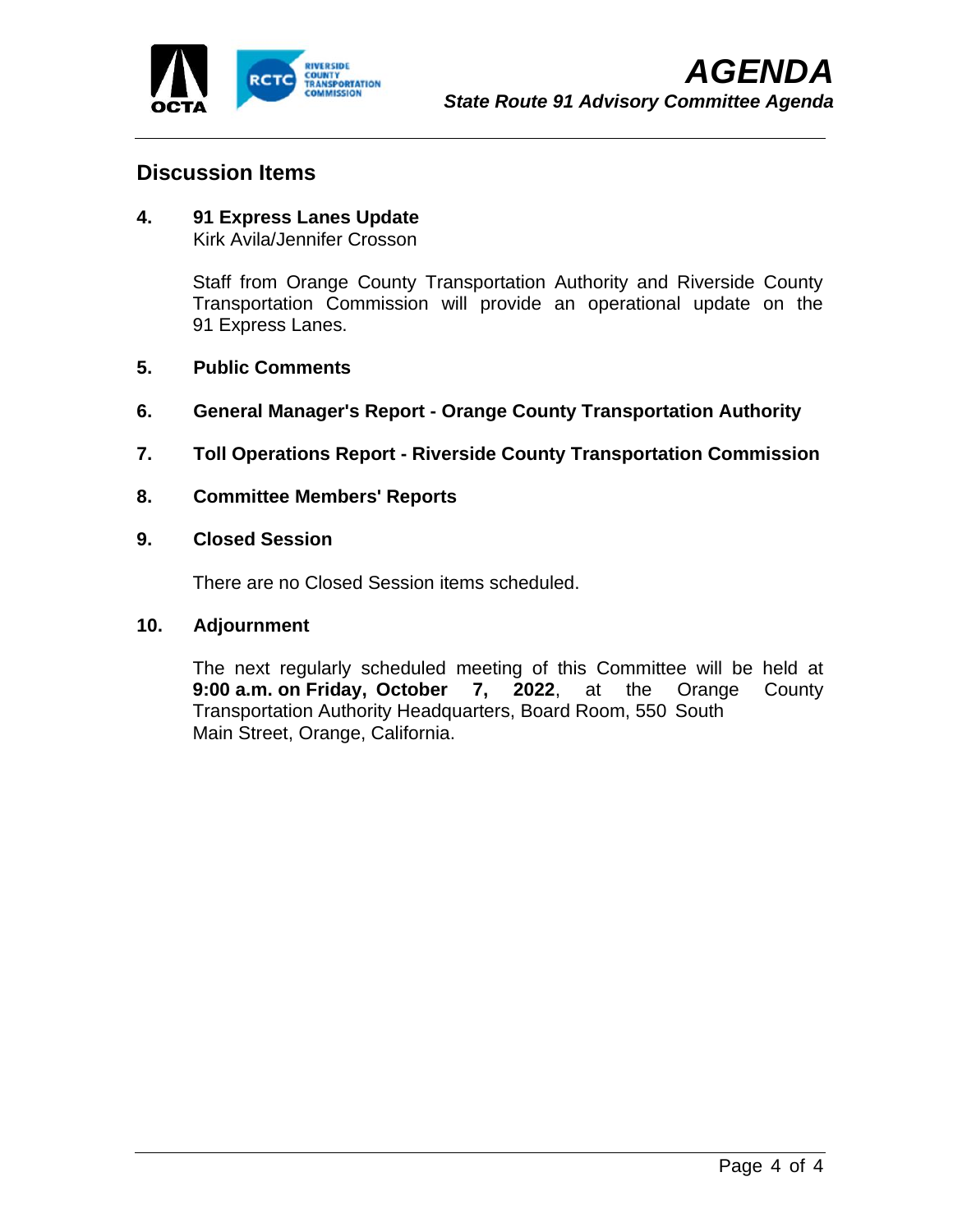## Discussion Items

**4. 91 Express Lanes Update**
Kirk Avila/Jennifer Crosson

Staff from Orange County Transportation Authority and Riverside County Transportation Commission will provide an operational update on the 91 Express Lanes.

**5. Public Comments**

**6. General Manager's Report - Orange County Transportation Authority**

**7. Toll Operations Report - Riverside County Transportation Commission**

**8. Committee Members' Reports**

**9. Closed Session**

There are no Closed Session items scheduled.

**10. Adjournment**

The next regularly scheduled meeting of this Committee will be held at **9:00 a.m. on Friday, October 7, 2022**, at the Orange County Transportation Authority Headquarters, Board Room, 550 South Main Street, Orange, California.